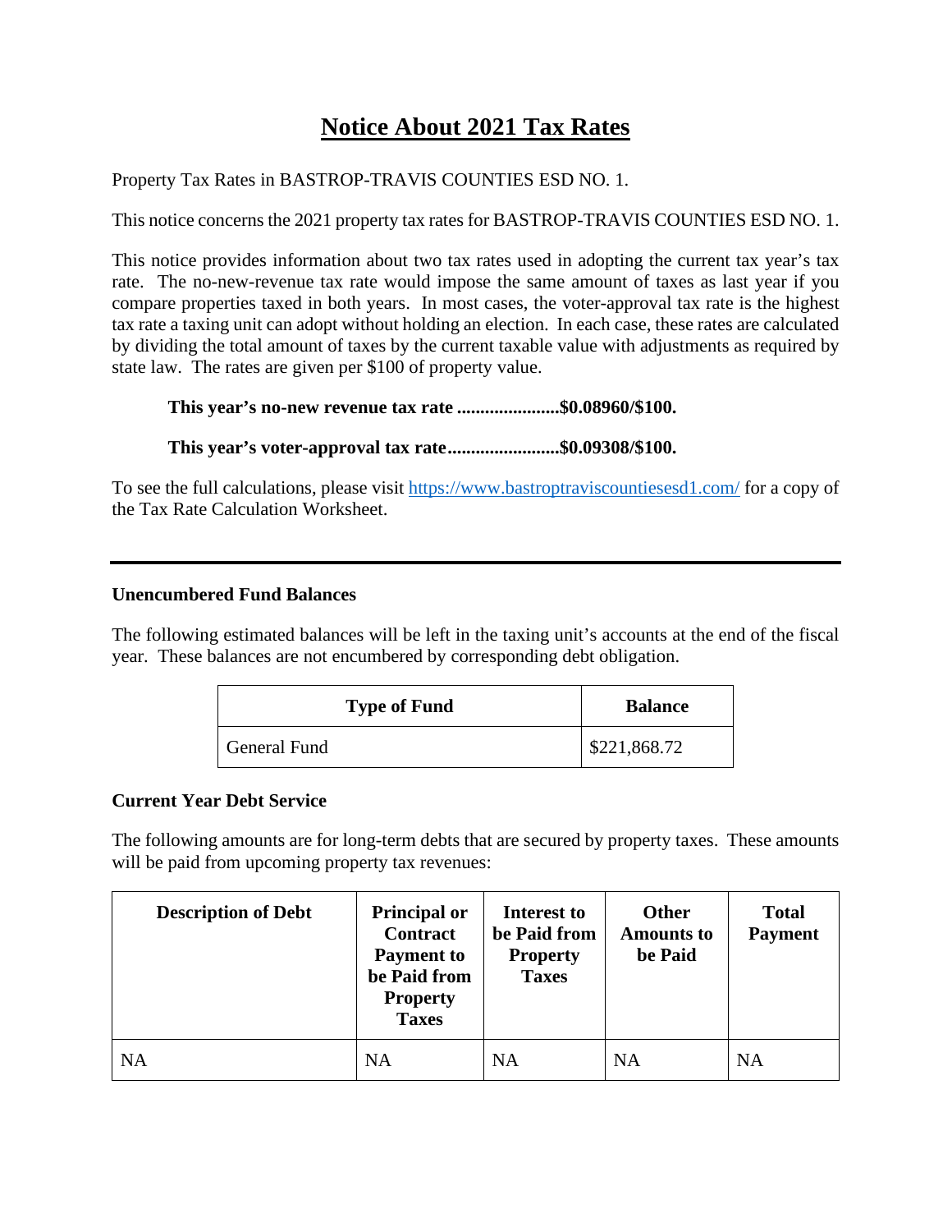# Notice About 2021 Tax Rates

Property Tax Rates in BASTROP-TRAVIS COUNTIES ESD NO. 1.

This notice concerns the 2021 property tax rates for BASTROP-TRAVIS COUNTIES ESD NO. 1.

This notice provides information about two tax rates used in adopting the current tax year's tax rate. The no-new-revenue tax rate would impose the same amount of taxes as last year if you compare properties taxed in both years. In most cases, the voter-approval tax rate is the highest tax rate a taxing unit can adopt without holding an election. In each case, these rates are calculated by dividing the total amount of taxes by the current taxable value with adjustments as required by state law. The rates are given per $100 of property value.

**This year's no-new revenue tax rate ......................$0.08960/$100.**

**This year's voter-approval tax rate........................$0.09308/$100.**

To see the full calculations, please visit https://www.bastroptraviscountiesesd1.com/ for a copy of the Tax Rate Calculation Worksheet.

---

**Unencumbered Fund Balances**

The following estimated balances will be left in the taxing unit's accounts at the end of the fiscal year. These balances are not encumbered by corresponding debt obligation.

| Type of Fund | Balance |
| --- | --- |
| General Fund | $221,868.72 |

**Current Year Debt Service**

The following amounts are for long-term debts that are secured by property taxes. These amounts will be paid from upcoming property tax revenues:

| Description of Debt | Principal or Contract Payment to be Paid from Property Taxes | Interest to be Paid from Property Taxes | Other Amounts to be Paid | Total Payment |
| --- | --- | --- | --- | --- |
| NA | NA | NA | NA | NA |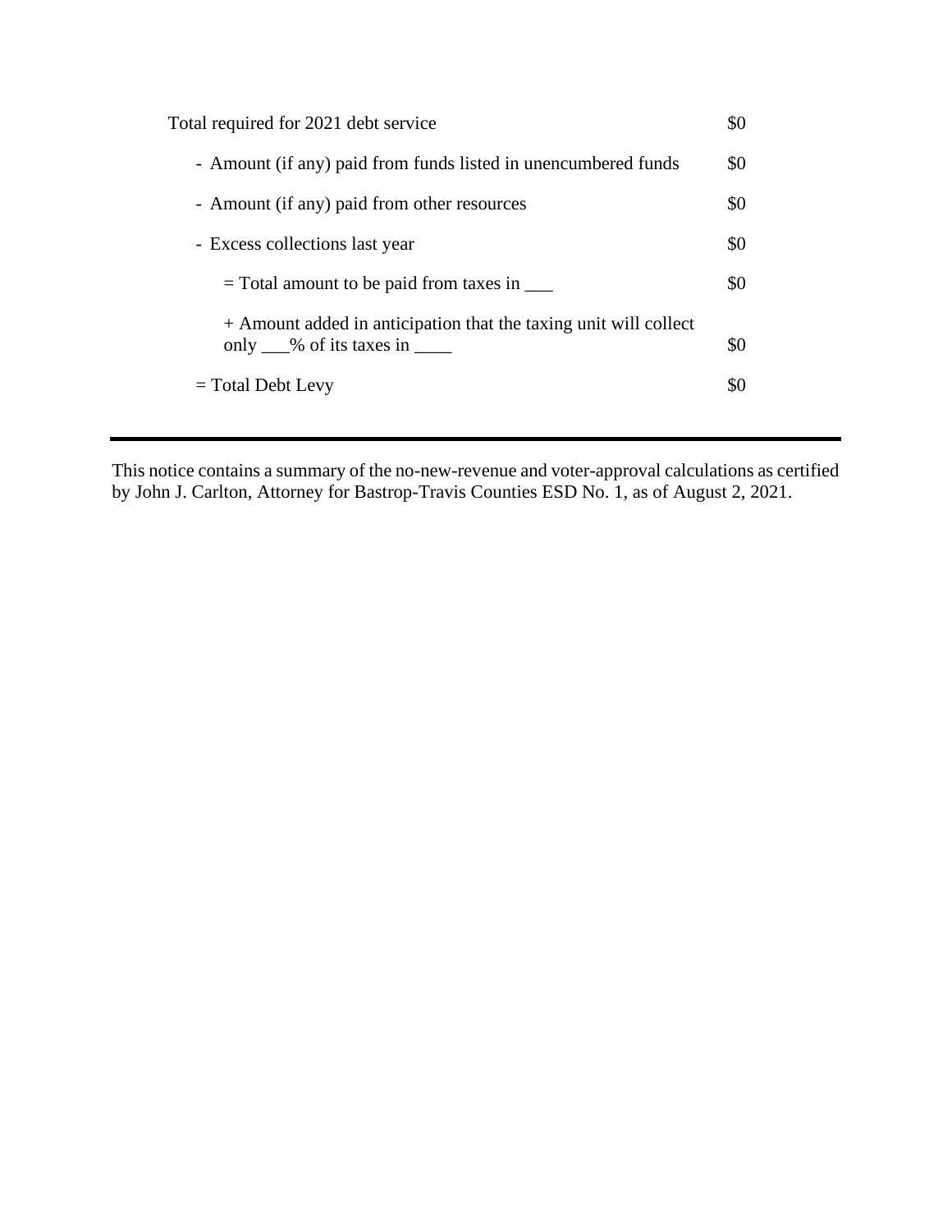| | |
|---|---|
| Total required for 2021 debt service | $0 |
| - Amount (if any) paid from funds listed in unencumbered funds | $0 |
| - Amount (if any) paid from other resources | $0 |
| - Excess collections last year | $0 |
| = Total amount to be paid from taxes in ___ | $0 |
| + Amount added in anticipation that the taxing unit will collect only ___% of its taxes in ____ | $0 |
| = Total Debt Levy | $0 |

---

This notice contains a summary of the no-new-revenue and voter-approval calculations as certified by John J. Carlton, Attorney for Bastrop-Travis Counties ESD No. 1, as of August 2, 2021.